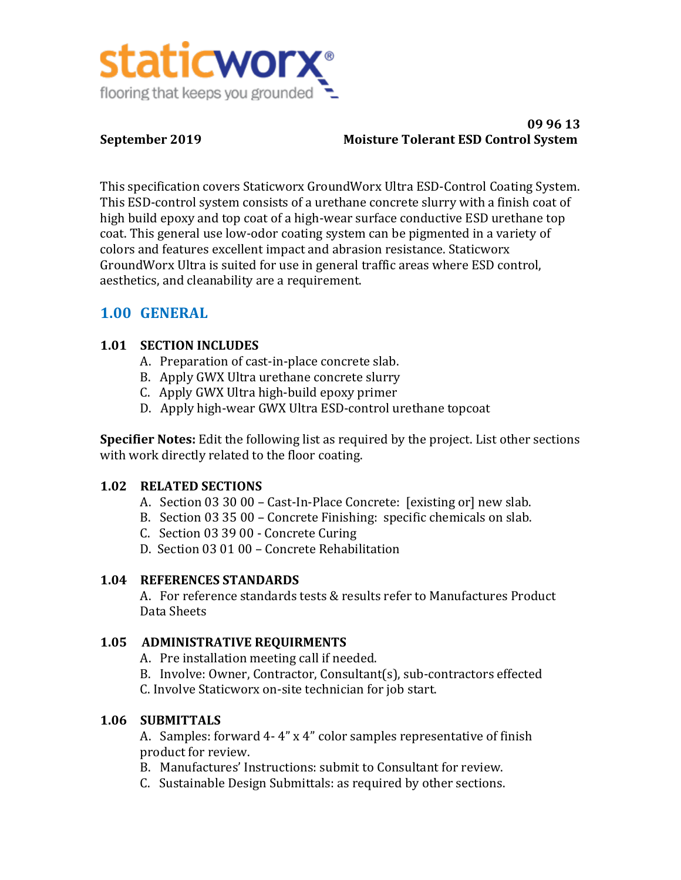staticworx®
flooring that keeps you grounded

**09 96 13**

**September 2019** **Moisture Tolerant ESD Control System**

This specification covers Staticworx GroundWorx Ultra ESD-Control Coating System. This ESD-control system consists of a urethane concrete slurry with a finish coat of high build epoxy and top coat of a high-wear surface conductive ESD urethane top coat. This general use low-odor coating system can be pigmented in a variety of colors and features excellent impact and abrasion resistance. Staticworx GroundWorx Ultra is suited for use in general traffic areas where ESD control, aesthetics, and cleanability are a requirement.

## 1.00 GENERAL

### 1.01 SECTION INCLUDES

A. Preparation of cast-in-place concrete slab.
B. Apply GWX Ultra urethane concrete slurry
C. Apply GWX Ultra high-build epoxy primer
D. Apply high-wear GWX Ultra ESD-control urethane topcoat

**Specifier Notes:** Edit the following list as required by the project. List other sections with work directly related to the floor coating.

### 1.02 RELATED SECTIONS

A. Section 03 30 00 – Cast-In-Place Concrete: [existing or] new slab.
B. Section 03 35 00 – Concrete Finishing: specific chemicals on slab.
C. Section 03 39 00 - Concrete Curing
D. Section 03 01 00 – Concrete Rehabilitation

### 1.04 REFERENCES STANDARDS

A. For reference standards tests & results refer to Manufactures Product Data Sheets

### 1.05 ADMINISTRATIVE REQUIRMENTS

A. Pre installation meeting call if needed.
B. Involve: Owner, Contractor, Consultant(s), sub-contractors effected
C. Involve Staticworx on-site technician for job start.

### 1.06 SUBMITTALS

A. Samples: forward 4- 4" x 4" color samples representative of finish product for review.
B. Manufactures' Instructions: submit to Consultant for review.
C. Sustainable Design Submittals: as required by other sections.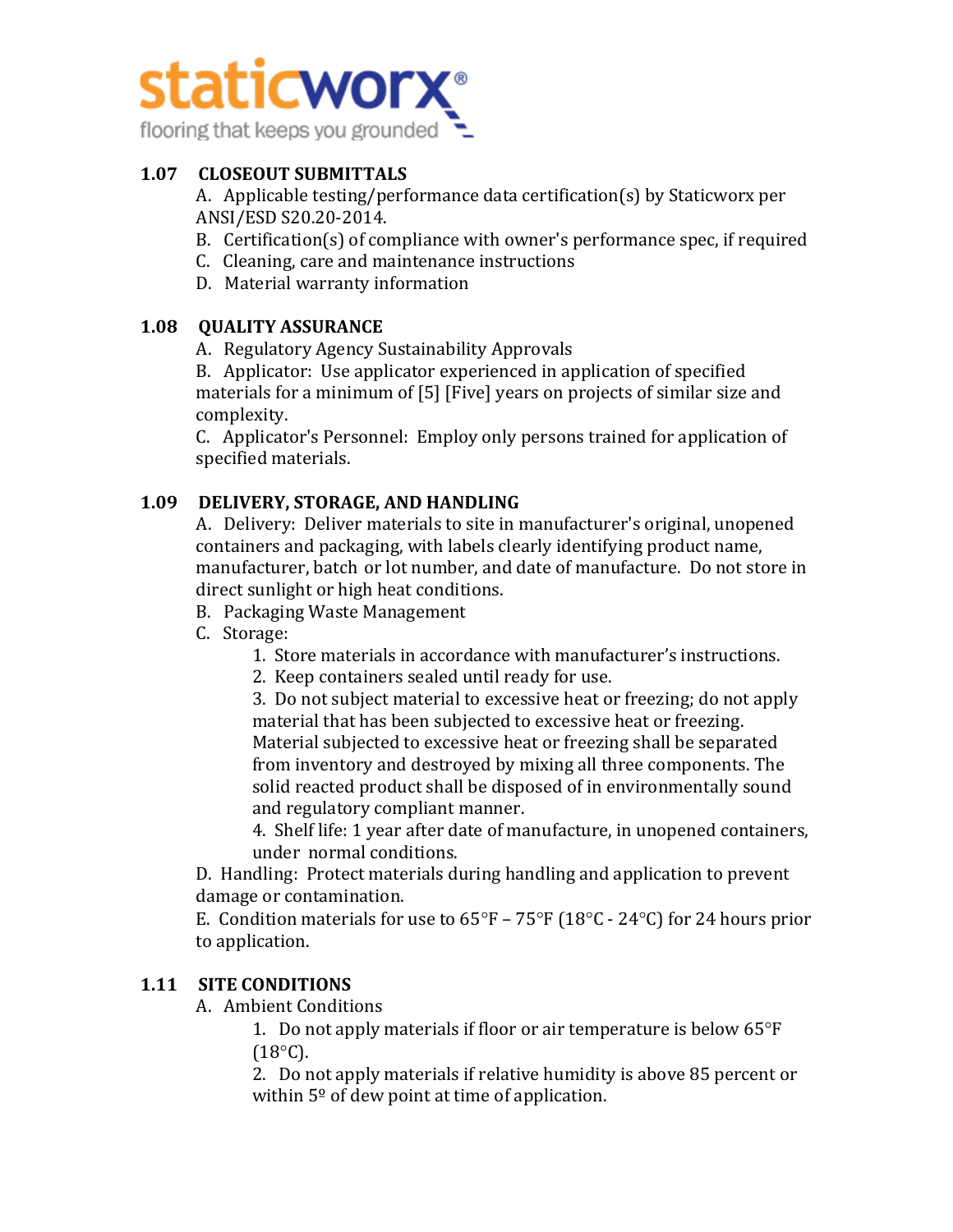## 1.07 CLOSEOUT SUBMITTALS

A. Applicable testing/performance data certification(s) by Staticworx per ANSI/ESD S20.20-2014.

B. Certification(s) of compliance with owner's performance spec, if required

C. Cleaning, care and maintenance instructions

D. Material warranty information

## 1.08 QUALITY ASSURANCE

A. Regulatory Agency Sustainability Approvals

B. Applicator: Use applicator experienced in application of specified materials for a minimum of [5] [Five] years on projects of similar size and complexity.

C. Applicator's Personnel: Employ only persons trained for application of specified materials.

## 1.09 DELIVERY, STORAGE, AND HANDLING

A. Delivery: Deliver materials to site in manufacturer's original, unopened containers and packaging, with labels clearly identifying product name, manufacturer, batch or lot number, and date of manufacture. Do not store in direct sunlight or high heat conditions.

B. Packaging Waste Management

C. Storage:

1. Store materials in accordance with manufacturer's instructions.
2. Keep containers sealed until ready for use.
3. Do not subject material to excessive heat or freezing; do not apply material that has been subjected to excessive heat or freezing. Material subjected to excessive heat or freezing shall be separated from inventory and destroyed by mixing all three components. The solid reacted product shall be disposed of in environmentally sound and regulatory compliant manner.
4. Shelf life: 1 year after date of manufacture, in unopened containers, under normal conditions.

D. Handling: Protect materials during handling and application to prevent damage or contamination.

E. Condition materials for use to 65°F – 75°F (18°C - 24°C) for 24 hours prior to application.

## 1.11 SITE CONDITIONS

A. Ambient Conditions

1. Do not apply materials if floor or air temperature is below 65°F (18°C).
2. Do not apply materials if relative humidity is above 85 percent or within 5º of dew point at time of application.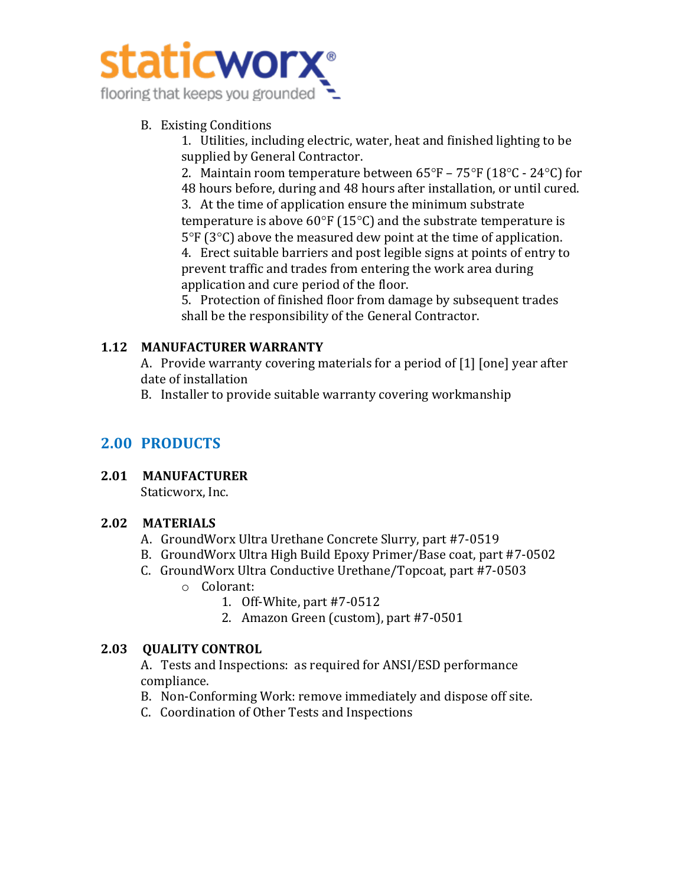B. Existing Conditions

1. Utilities, including electric, water, heat and finished lighting to be supplied by General Contractor.
2. Maintain room temperature between 65°F – 75°F (18°C - 24°C) for 48 hours before, during and 48 hours after installation, or until cured.
3. At the time of application ensure the minimum substrate temperature is above 60°F (15°C) and the substrate temperature is 5°F (3°C) above the measured dew point at the time of application.
4. Erect suitable barriers and post legible signs at points of entry to prevent traffic and trades from entering the work area during application and cure period of the floor.
5. Protection of finished floor from damage by subsequent trades shall be the responsibility of the General Contractor.

### 1.12 MANUFACTURER WARRANTY

A. Provide warranty covering materials for a period of [1] [one] year after date of installation

B. Installer to provide suitable warranty covering workmanship

## 2.00 PRODUCTS

### 2.01 MANUFACTURER

Staticworx, Inc.

### 2.02 MATERIALS

A. GroundWorx Ultra Urethane Concrete Slurry, part #7-0519

B. GroundWorx Ultra High Build Epoxy Primer/Base coat, part #7-0502

C. GroundWorx Ultra Conductive Urethane/Topcoat, part #7-0503

- Colorant:
  1. Off-White, part #7-0512
  2. Amazon Green (custom), part #7-0501

### 2.03 QUALITY CONTROL

A. Tests and Inspections: as required for ANSI/ESD performance compliance.

B. Non-Conforming Work: remove immediately and dispose off site.

C. Coordination of Other Tests and Inspections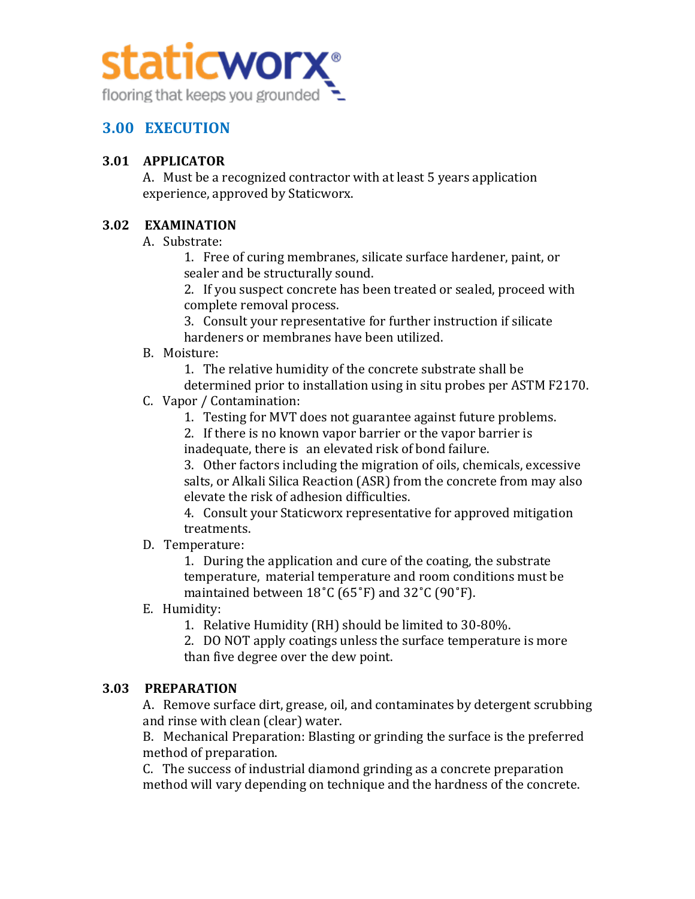## 3.00 EXECUTION

### 3.01 APPLICATOR

A. Must be a recognized contractor with at least 5 years application experience, approved by Staticworx.

### 3.02 EXAMINATION

A. Substrate:

1. Free of curing membranes, silicate surface hardener, paint, or sealer and be structurally sound.
2. If you suspect concrete has been treated or sealed, proceed with complete removal process.
3. Consult your representative for further instruction if silicate hardeners or membranes have been utilized.

B. Moisture:

1. The relative humidity of the concrete substrate shall be determined prior to installation using in situ probes per ASTM F2170.

C. Vapor / Contamination:

1. Testing for MVT does not guarantee against future problems.
2. If there is no known vapor barrier or the vapor barrier is inadequate, there is an elevated risk of bond failure.
3. Other factors including the migration of oils, chemicals, excessive salts, or Alkali Silica Reaction (ASR) from the concrete from may also elevate the risk of adhesion difficulties.
4. Consult your Staticworx representative for approved mitigation treatments.

D. Temperature:

1. During the application and cure of the coating, the substrate temperature, material temperature and room conditions must be maintained between 18˚C (65˚F) and 32˚C (90˚F).

E. Humidity:

1. Relative Humidity (RH) should be limited to 30-80%.
2. DO NOT apply coatings unless the surface temperature is more than five degree over the dew point.

### 3.03 PREPARATION

A. Remove surface dirt, grease, oil, and contaminates by detergent scrubbing and rinse with clean (clear) water.

B. Mechanical Preparation: Blasting or grinding the surface is the preferred method of preparation.

C. The success of industrial diamond grinding as a concrete preparation method will vary depending on technique and the hardness of the concrete.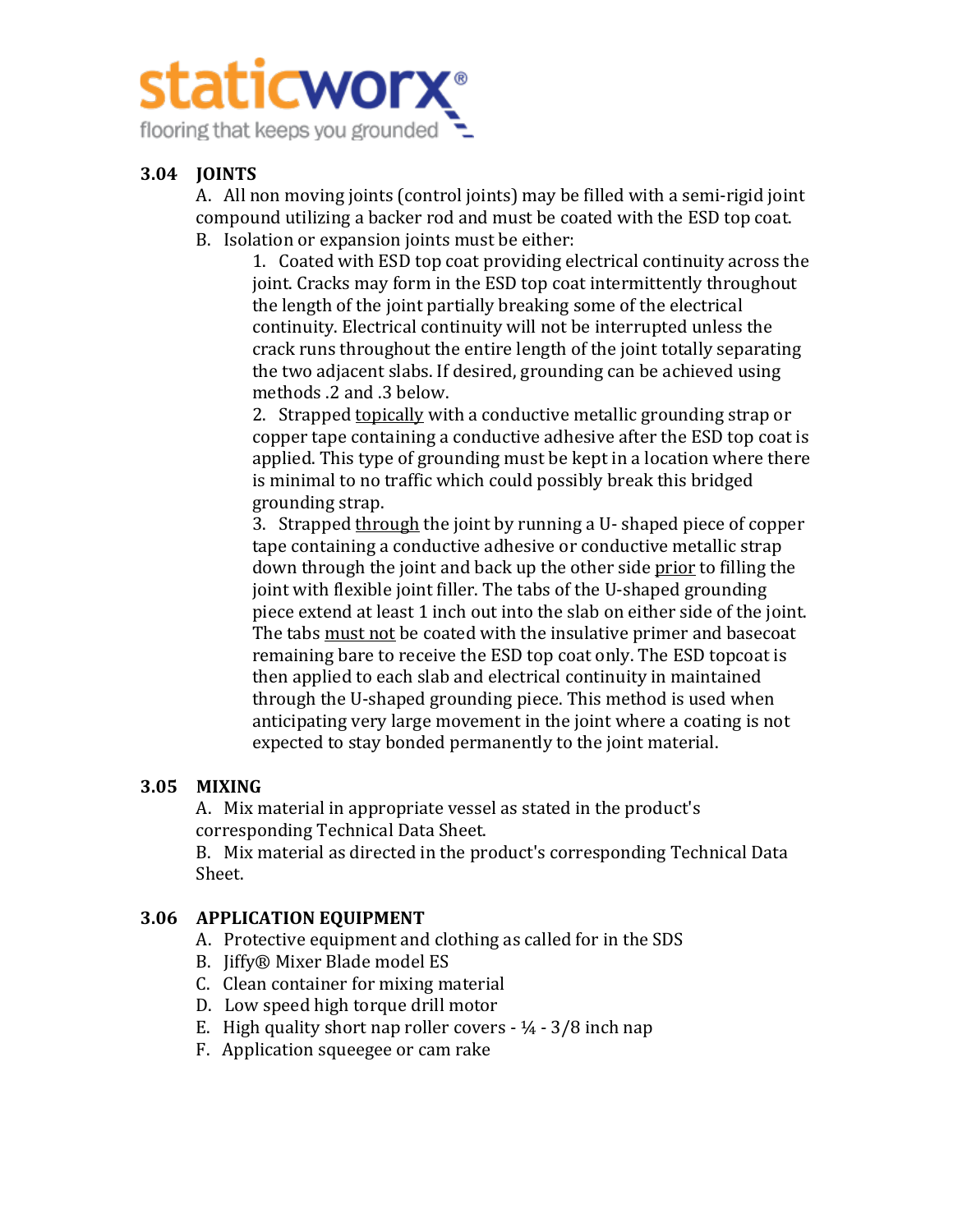## 3.04 JOINTS

A. All non moving joints (control joints) may be filled with a semi-rigid joint compound utilizing a backer rod and must be coated with the ESD top coat.

B. Isolation or expansion joints must be either:

1. Coated with ESD top coat providing electrical continuity across the joint. Cracks may form in the ESD top coat intermittently throughout the length of the joint partially breaking some of the electrical continuity. Electrical continuity will not be interrupted unless the crack runs throughout the entire length of the joint totally separating the two adjacent slabs. If desired, grounding can be achieved using methods .2 and .3 below.
2. Strapped <u>topically</u> with a conductive metallic grounding strap or copper tape containing a conductive adhesive after the ESD top coat is applied. This type of grounding must be kept in a location where there is minimal to no traffic which could possibly break this bridged grounding strap.
3. Strapped <u>through</u> the joint by running a U- shaped piece of copper tape containing a conductive adhesive or conductive metallic strap down through the joint and back up the other side <u>prior</u> to filling the joint with flexible joint filler. The tabs of the U-shaped grounding piece extend at least 1 inch out into the slab on either side of the joint. The tabs <u>must not</u> be coated with the insulative primer and basecoat remaining bare to receive the ESD top coat only. The ESD topcoat is then applied to each slab and electrical continuity in maintained through the U-shaped grounding piece. This method is used when anticipating very large movement in the joint where a coating is not expected to stay bonded permanently to the joint material.

## 3.05 MIXING

A. Mix material in appropriate vessel as stated in the product's corresponding Technical Data Sheet.

B. Mix material as directed in the product's corresponding Technical Data Sheet.

## 3.06 APPLICATION EQUIPMENT

A. Protective equipment and clothing as called for in the SDS

B. Jiffy® Mixer Blade model ES

C. Clean container for mixing material

D. Low speed high torque drill motor

E. High quality short nap roller covers - ¼ - 3/8 inch nap

F. Application squeegee or cam rake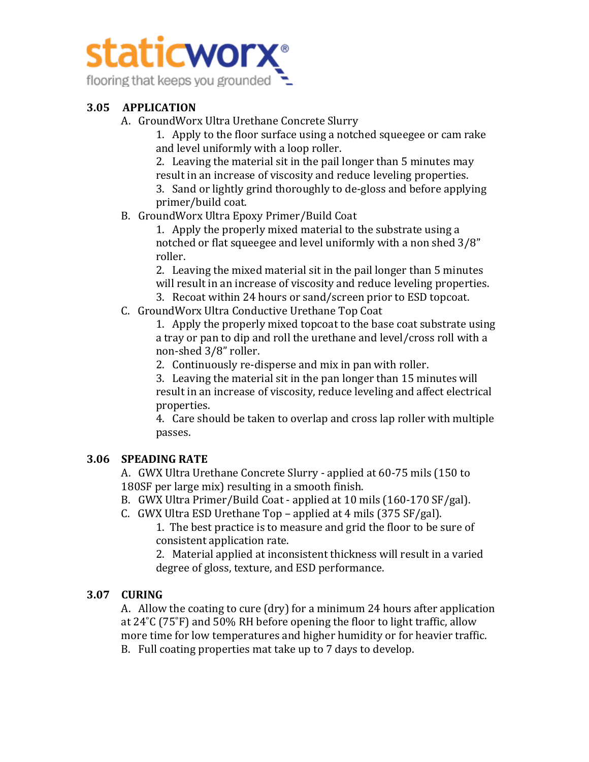### 3.05 APPLICATION

A. GroundWorx Ultra Urethane Concrete Slurry

1. Apply to the floor surface using a notched squeegee or cam rake and level uniformly with a loop roller.
2. Leaving the material sit in the pail longer than 5 minutes may result in an increase of viscosity and reduce leveling properties.
3. Sand or lightly grind thoroughly to de-gloss and before applying primer/build coat.

B. GroundWorx Ultra Epoxy Primer/Build Coat

1. Apply the properly mixed material to the substrate using a notched or flat squeegee and level uniformly with a non shed 3/8" roller.
2. Leaving the mixed material sit in the pail longer than 5 minutes will result in an increase of viscosity and reduce leveling properties.
3. Recoat within 24 hours or sand/screen prior to ESD topcoat.

C. GroundWorx Ultra Conductive Urethane Top Coat

1. Apply the properly mixed topcoat to the base coat substrate using a tray or pan to dip and roll the urethane and level/cross roll with a non-shed 3/8" roller.
2. Continuously re-disperse and mix in pan with roller.
3. Leaving the material sit in the pan longer than 15 minutes will result in an increase of viscosity, reduce leveling and affect electrical properties.
4. Care should be taken to overlap and cross lap roller with multiple passes.

### 3.06 SPEADING RATE

A. GWX Ultra Urethane Concrete Slurry - applied at 60-75 mils (150 to 180SF per large mix) resulting in a smooth finish.

B. GWX Ultra Primer/Build Coat - applied at 10 mils (160-170 SF/gal).

C. GWX Ultra ESD Urethane Top – applied at 4 mils (375 SF/gal).

1. The best practice is to measure and grid the floor to be sure of consistent application rate.
2. Material applied at inconsistent thickness will result in a varied degree of gloss, texture, and ESD performance.

### 3.07 CURING

A. Allow the coating to cure (dry) for a minimum 24 hours after application at 24˚C (75˚F) and 50% RH before opening the floor to light traffic, allow more time for low temperatures and higher humidity or for heavier traffic.

B. Full coating properties mat take up to 7 days to develop.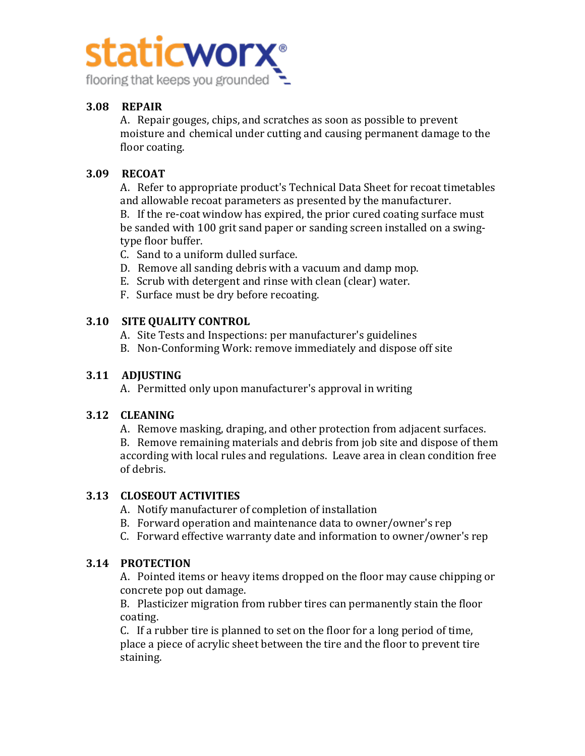### 3.08 REPAIR

A. Repair gouges, chips, and scratches as soon as possible to prevent moisture and chemical under cutting and causing permanent damage to the floor coating.

### 3.09 RECOAT

A. Refer to appropriate product's Technical Data Sheet for recoat timetables and allowable recoat parameters as presented by the manufacturer.
B. If the re-coat window has expired, the prior cured coating surface must be sanded with 100 grit sand paper or sanding screen installed on a swing-type floor buffer.
C. Sand to a uniform dulled surface.
D. Remove all sanding debris with a vacuum and damp mop.
E. Scrub with detergent and rinse with clean (clear) water.
F. Surface must be dry before recoating.

### 3.10 SITE QUALITY CONTROL

A. Site Tests and Inspections: per manufacturer's guidelines
B. Non-Conforming Work: remove immediately and dispose off site

### 3.11 ADJUSTING

A. Permitted only upon manufacturer's approval in writing

### 3.12 CLEANING

A. Remove masking, draping, and other protection from adjacent surfaces.
B. Remove remaining materials and debris from job site and dispose of them according with local rules and regulations. Leave area in clean condition free of debris.

### 3.13 CLOSEOUT ACTIVITIES

A. Notify manufacturer of completion of installation
B. Forward operation and maintenance data to owner/owner's rep
C. Forward effective warranty date and information to owner/owner's rep

### 3.14 PROTECTION

A. Pointed items or heavy items dropped on the floor may cause chipping or concrete pop out damage.
B. Plasticizer migration from rubber tires can permanently stain the floor coating.
C. If a rubber tire is planned to set on the floor for a long period of time, place a piece of acrylic sheet between the tire and the floor to prevent tire staining.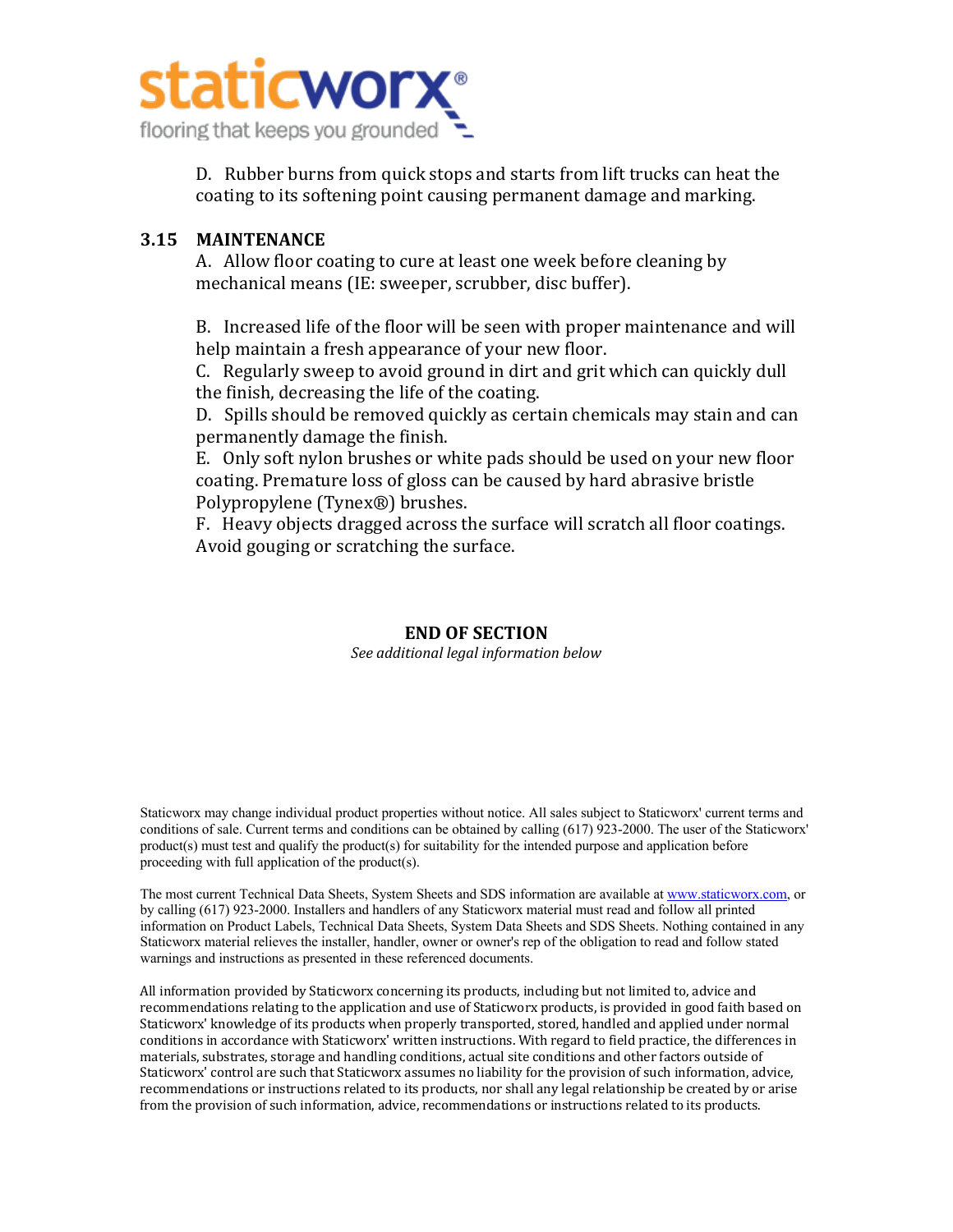D. Rubber burns from quick stops and starts from lift trucks can heat the coating to its softening point causing permanent damage and marking.

## 3.15 MAINTENANCE

A. Allow floor coating to cure at least one week before cleaning by mechanical means (IE: sweeper, scrubber, disc buffer).

B. Increased life of the floor will be seen with proper maintenance and will help maintain a fresh appearance of your new floor.

C. Regularly sweep to avoid ground in dirt and grit which can quickly dull the finish, decreasing the life of the coating.

D. Spills should be removed quickly as certain chemicals may stain and can permanently damage the finish.

E. Only soft nylon brushes or white pads should be used on your new floor coating. Premature loss of gloss can be caused by hard abrasive bristle Polypropylene (Tynex®) brushes.

F. Heavy objects dragged across the surface will scratch all floor coatings. Avoid gouging or scratching the surface.

**END OF SECTION**

*See additional legal information below*

Staticworx may change individual product properties without notice. All sales subject to Staticworx' current terms and conditions of sale. Current terms and conditions can be obtained by calling (617) 923-2000. The user of the Staticworx' product(s) must test and qualify the product(s) for suitability for the intended purpose and application before proceeding with full application of the product(s).

The most current Technical Data Sheets, System Sheets and SDS information are available at www.staticworx.com, or by calling (617) 923-2000. Installers and handlers of any Staticworx material must read and follow all printed information on Product Labels, Technical Data Sheets, System Data Sheets and SDS Sheets. Nothing contained in any Staticworx material relieves the installer, handler, owner or owner's rep of the obligation to read and follow stated warnings and instructions as presented in these referenced documents.

All information provided by Staticworx concerning its products, including but not limited to, advice and recommendations relating to the application and use of Staticworx products, is provided in good faith based on Staticworx' knowledge of its products when properly transported, stored, handled and applied under normal conditions in accordance with Staticworx' written instructions. With regard to field practice, the differences in materials, substrates, storage and handling conditions, actual site conditions and other factors outside of Staticworx' control are such that Staticworx assumes no liability for the provision of such information, advice, recommendations or instructions related to its products, nor shall any legal relationship be created by or arise from the provision of such information, advice, recommendations or instructions related to its products.